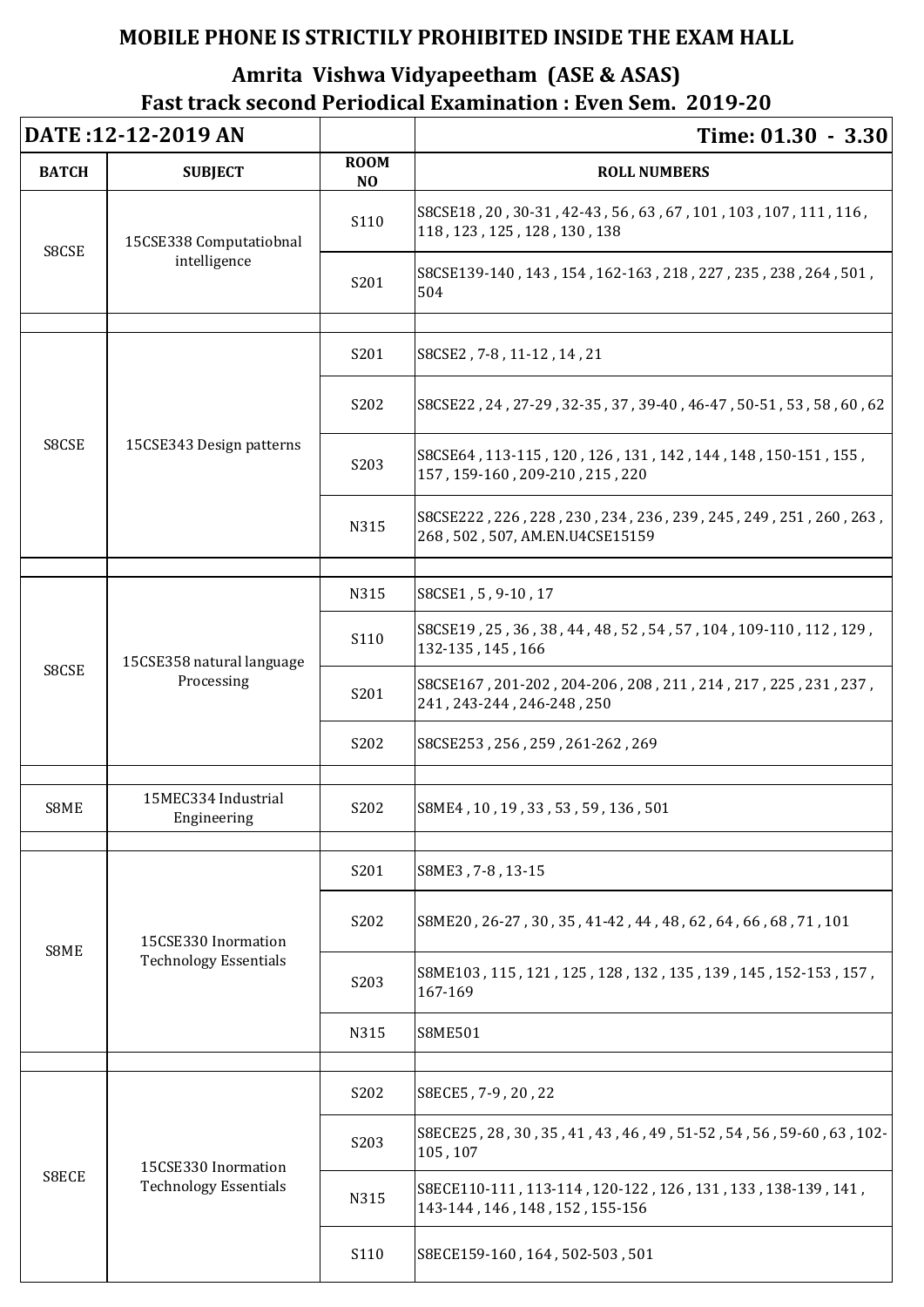**MOBILE PHONE IS STRICTLY PROHIBITED INSIDE THE EXAM HALL**

## Amrita Vishwa Vidyapeetham (ASE & ASAS)

## Fast track second Periodical Examination : Even Sem. 2019-20

| DATE :12-12-2019 AN | | | Time: 01.30 - 3.30 |
|---|---|---|---|
| **BATCH** | **SUBJECT** | **ROOM NO** | **ROLL NUMBERS** |
| S8CSE | 15CSE338 Computatiobnal intelligence | S110 | S8CSE18 , 20 , 30-31 , 42-43 , 56 , 63 , 67 , 101 , 103 , 107 , 111 , 116 , 118 , 123 , 125 , 128 , 130 , 138 |
| | | S201 | S8CSE139-140 , 143 , 154 , 162-163 , 218 , 227 , 235 , 238 , 264 , 501 , 504 |
| | | | |
| S8CSE | 15CSE343 Design patterns | S201 | S8CSE2 , 7-8 , 11-12 , 14 , 21 |
| | | S202 | S8CSE22 , 24 , 27-29 , 32-35 , 37 , 39-40 , 46-47 , 50-51 , 53 , 58 , 60 , 62 |
| | | S203 | S8CSE64 , 113-115 , 120 , 126 , 131 , 142 , 144 , 148 , 150-151 , 155 , 157 , 159-160 , 209-210 , 215 , 220 |
| | | N315 | S8CSE222 , 226 , 228 , 230 , 234 , 236 , 239 , 245 , 249 , 251 , 260 , 263 , 268 , 502 , 507, AM.EN.U4CSE15159 |
| | | | |
| S8CSE | 15CSE358 natural language Processing | N315 | S8CSE1 , 5 , 9-10 , 17 |
| | | S110 | S8CSE19 , 25 , 36 , 38 , 44 , 48 , 52 , 54 , 57 , 104 , 109-110 , 112 , 129 , 132-135 , 145 , 166 |
| | | S201 | S8CSE167 , 201-202 , 204-206 , 208 , 211 , 214 , 217 , 225 , 231 , 237 , 241 , 243-244 , 246-248 , 250 |
| | | S202 | S8CSE253 , 256 , 259 , 261-262 , 269 |
| | | | |
| S8ME | 15MEC334 Industrial Engineering | S202 | S8ME4 , 10 , 19 , 33 , 53 , 59 , 136 , 501 |
| | | | |
| S8ME | 15CSE330 Inormation Technology Essentials | S201 | S8ME3 , 7-8 , 13-15 |
| | | S202 | S8ME20 , 26-27 , 30 , 35 , 41-42 , 44 , 48 , 62 , 64 , 66 , 68 , 71 , 101 |
| | | S203 | S8ME103 , 115 , 121 , 125 , 128 , 132 , 135 , 139 , 145 , 152-153 , 157 , 167-169 |
| | | N315 | S8ME501 |
| | | | |
| S8ECE | 15CSE330 Inormation Technology Essentials | S202 | S8ECE5 , 7-9 , 20 , 22 |
| | | S203 | S8ECE25 , 28 , 30 , 35 , 41 , 43 , 46 , 49 , 51-52 , 54 , 56 , 59-60 , 63 , 102-105 , 107 |
| | | N315 | S8ECE110-111 , 113-114 , 120-122 , 126 , 131 , 133 , 138-139 , 141 , 143-144 , 146 , 148 , 152 , 155-156 |
| | | S110 | S8ECE159-160 , 164 , 502-503 , 501 |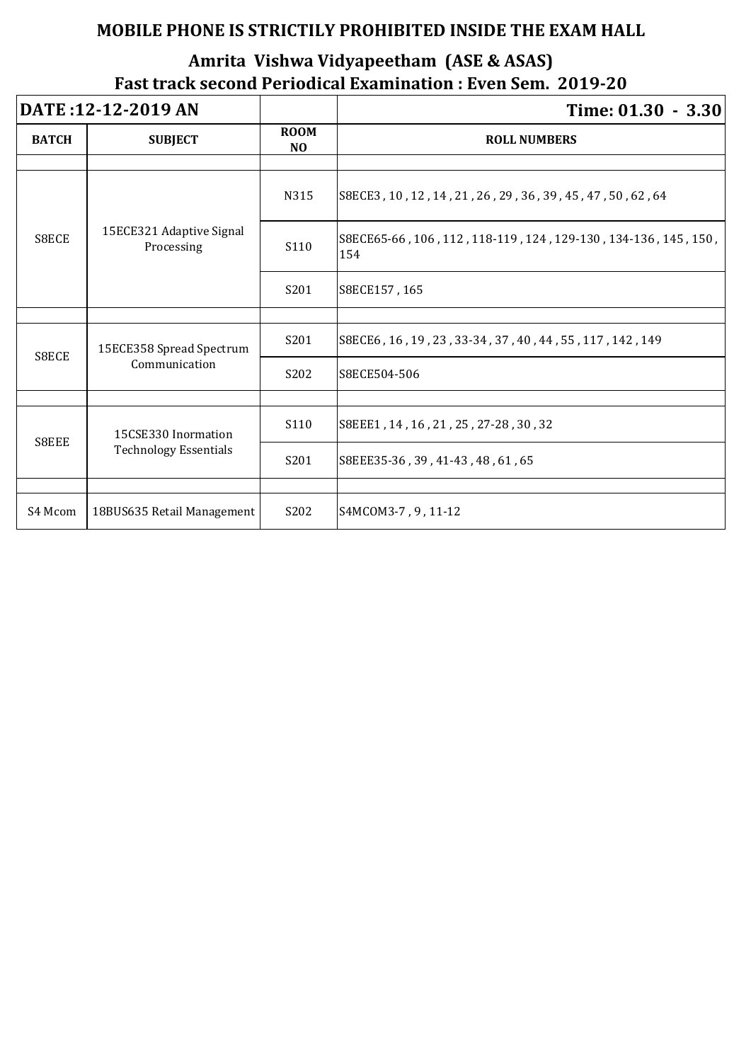**MOBILE PHONE IS STRICTILY PROHIBITED INSIDE THE EXAM HALL**

## Amrita Vishwa Vidyapeetham (ASE & ASAS)

## Fast track second Periodical Examination : Even Sem. 2019-20

**DATE :12-12-2019 AN** — **Time: 01.30 - 3.30**

| BATCH | SUBJECT | ROOM NO | ROLL NUMBERS |
|---|---|---|---|
| | | | |
| S8ECE | 15ECE321 Adaptive Signal Processing | N315 | S8ECE3 , 10 , 12 , 14 , 21 , 26 , 29 , 36 , 39 , 45 , 47 , 50 , 62 , 64 |
| | | S110 | S8ECE65-66 , 106 , 112 , 118-119 , 124 , 129-130 , 134-136 , 145 , 150 , 154 |
| | | S201 | S8ECE157 , 165 |
| | | | |
| S8ECE | 15ECE358 Spread Spectrum Communication | S201 | S8ECE6 , 16 , 19 , 23 , 33-34 , 37 , 40 , 44 , 55 , 117 , 142 , 149 |
| | | S202 | S8ECE504-506 |
| | | | |
| S8EEE | 15CSE330 Inormation Technology Essentials | S110 | S8EEE1 , 14 , 16 , 21 , 25 , 27-28 , 30 , 32 |
| | | S201 | S8EEE35-36 , 39 , 41-43 , 48 , 61 , 65 |
| | | | |
| S4 Mcom | 18BUS635 Retail Management | S202 | S4MCOM3-7 , 9 , 11-12 |